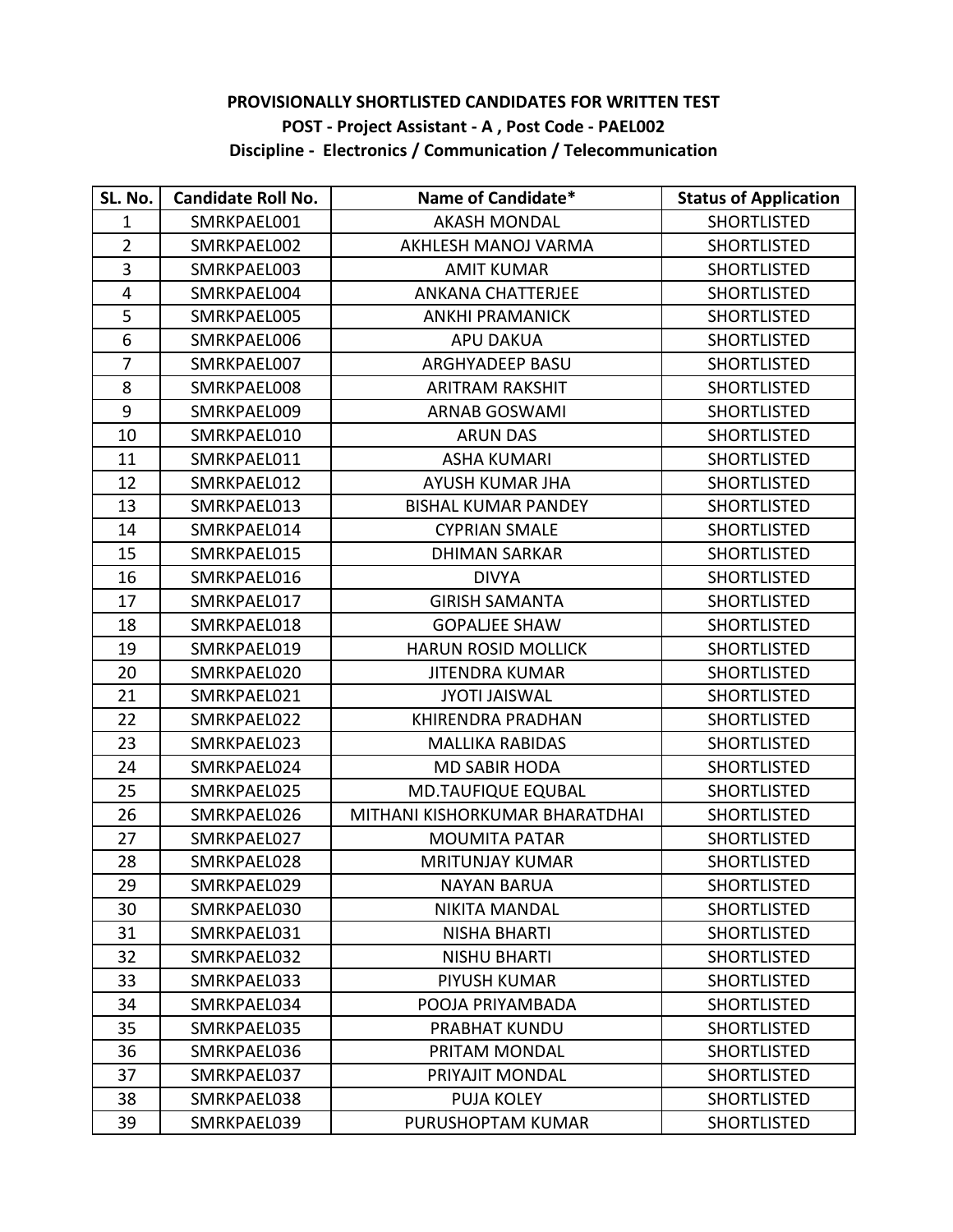**PROVISIONALLY SHORTLISTED CANDIDATES FOR WRITTEN TEST**

**POST - Project Assistant - A , Post Code - PAEL002**

**Discipline - Electronics / Communication / Telecommunication**

| SL. No. | Candidate Roll No. | Name of Candidate* | Status of Application |
|---|---|---|---|
| 1 | SMRKPAEL001 | AKASH MONDAL | SHORTLISTED |
| 2 | SMRKPAEL002 | AKHLESH MANOJ VARMA | SHORTLISTED |
| 3 | SMRKPAEL003 | AMIT KUMAR | SHORTLISTED |
| 4 | SMRKPAEL004 | ANKANA CHATTERJEE | SHORTLISTED |
| 5 | SMRKPAEL005 | ANKHI PRAMANICK | SHORTLISTED |
| 6 | SMRKPAEL006 | APU DAKUA | SHORTLISTED |
| 7 | SMRKPAEL007 | ARGHYADEEP BASU | SHORTLISTED |
| 8 | SMRKPAEL008 | ARITRAM RAKSHIT | SHORTLISTED |
| 9 | SMRKPAEL009 | ARNAB GOSWAMI | SHORTLISTED |
| 10 | SMRKPAEL010 | ARUN DAS | SHORTLISTED |
| 11 | SMRKPAEL011 | ASHA KUMARI | SHORTLISTED |
| 12 | SMRKPAEL012 | AYUSH KUMAR JHA | SHORTLISTED |
| 13 | SMRKPAEL013 | BISHAL KUMAR PANDEY | SHORTLISTED |
| 14 | SMRKPAEL014 | CYPRIAN SMALE | SHORTLISTED |
| 15 | SMRKPAEL015 | DHIMAN SARKAR | SHORTLISTED |
| 16 | SMRKPAEL016 | DIVYA | SHORTLISTED |
| 17 | SMRKPAEL017 | GIRISH SAMANTA | SHORTLISTED |
| 18 | SMRKPAEL018 | GOPALJEE SHAW | SHORTLISTED |
| 19 | SMRKPAEL019 | HARUN ROSID MOLLICK | SHORTLISTED |
| 20 | SMRKPAEL020 | JITENDRA KUMAR | SHORTLISTED |
| 21 | SMRKPAEL021 | JYOTI JAISWAL | SHORTLISTED |
| 22 | SMRKPAEL022 | KHIRENDRA PRADHAN | SHORTLISTED |
| 23 | SMRKPAEL023 | MALLIKA RABIDAS | SHORTLISTED |
| 24 | SMRKPAEL024 | MD SABIR HODA | SHORTLISTED |
| 25 | SMRKPAEL025 | MD.TAUFIQUE EQUBAL | SHORTLISTED |
| 26 | SMRKPAEL026 | MITHANI KISHORKUMAR BHARATDHAI | SHORTLISTED |
| 27 | SMRKPAEL027 | MOUMITA PATAR | SHORTLISTED |
| 28 | SMRKPAEL028 | MRITUNJAY KUMAR | SHORTLISTED |
| 29 | SMRKPAEL029 | NAYAN BARUA | SHORTLISTED |
| 30 | SMRKPAEL030 | NIKITA MANDAL | SHORTLISTED |
| 31 | SMRKPAEL031 | NISHA BHARTI | SHORTLISTED |
| 32 | SMRKPAEL032 | NISHU BHARTI | SHORTLISTED |
| 33 | SMRKPAEL033 | PIYUSH KUMAR | SHORTLISTED |
| 34 | SMRKPAEL034 | POOJA PRIYAMBADA | SHORTLISTED |
| 35 | SMRKPAEL035 | PRABHAT KUNDU | SHORTLISTED |
| 36 | SMRKPAEL036 | PRITAM MONDAL | SHORTLISTED |
| 37 | SMRKPAEL037 | PRIYAJIT MONDAL | SHORTLISTED |
| 38 | SMRKPAEL038 | PUJA KOLEY | SHORTLISTED |
| 39 | SMRKPAEL039 | PURUSHOPTAM KUMAR | SHORTLISTED |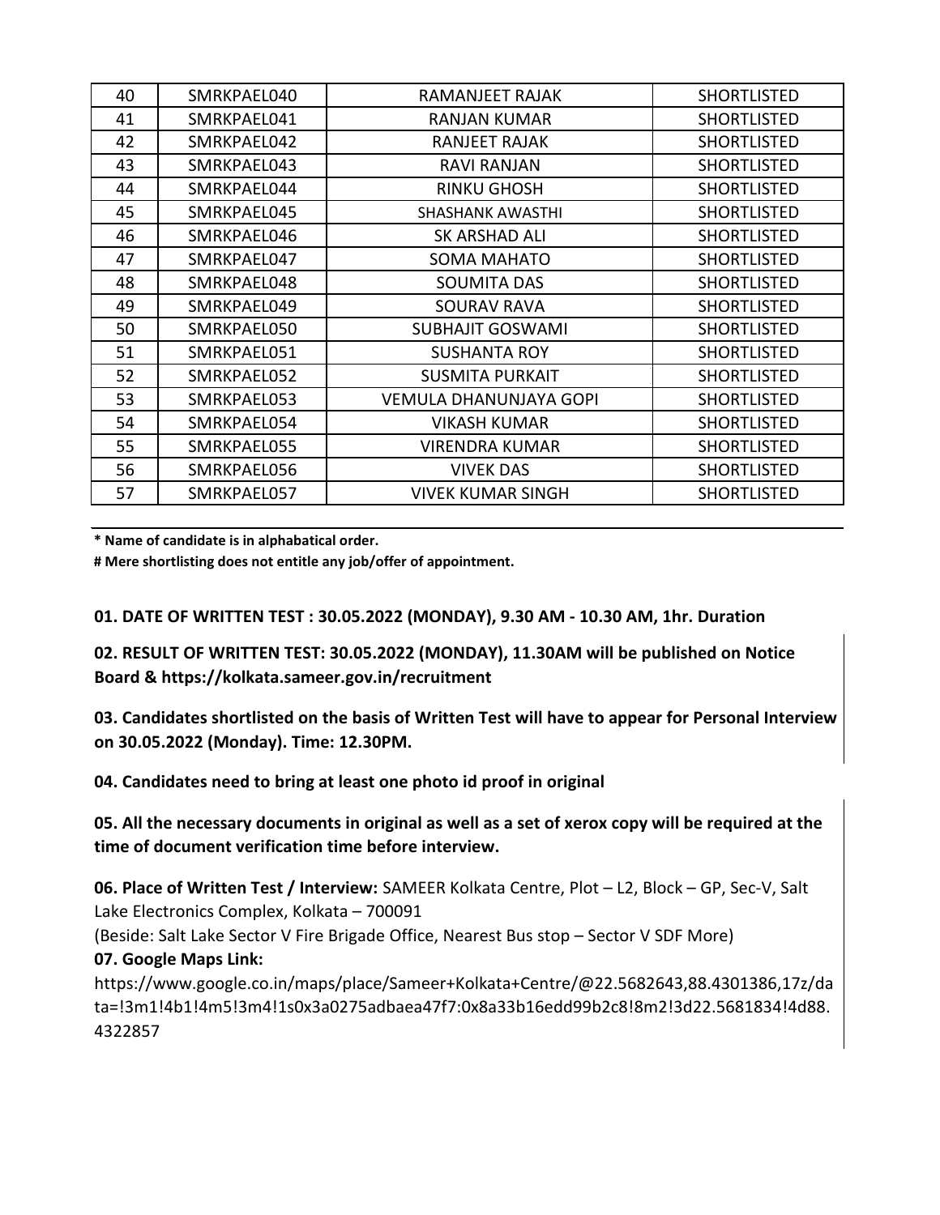| 40 | SMRKPAEL040 | RAMANJEET RAJAK | SHORTLISTED |
|---|---|---|---|
| 41 | SMRKPAEL041 | RANJAN KUMAR | SHORTLISTED |
| 42 | SMRKPAEL042 | RANJEET RAJAK | SHORTLISTED |
| 43 | SMRKPAEL043 | RAVI RANJAN | SHORTLISTED |
| 44 | SMRKPAEL044 | RINKU GHOSH | SHORTLISTED |
| 45 | SMRKPAEL045 | SHASHANK AWASTHI | SHORTLISTED |
| 46 | SMRKPAEL046 | SK ARSHAD ALI | SHORTLISTED |
| 47 | SMRKPAEL047 | SOMA MAHATO | SHORTLISTED |
| 48 | SMRKPAEL048 | SOUMITA DAS | SHORTLISTED |
| 49 | SMRKPAEL049 | SOURAV RAVA | SHORTLISTED |
| 50 | SMRKPAEL050 | SUBHAJIT GOSWAMI | SHORTLISTED |
| 51 | SMRKPAEL051 | SUSHANTA ROY | SHORTLISTED |
| 52 | SMRKPAEL052 | SUSMITA PURKAIT | SHORTLISTED |
| 53 | SMRKPAEL053 | VEMULA DHANUNJAYA GOPI | SHORTLISTED |
| 54 | SMRKPAEL054 | VIKASH KUMAR | SHORTLISTED |
| 55 | SMRKPAEL055 | VIRENDRA KUMAR | SHORTLISTED |
| 56 | SMRKPAEL056 | VIVEK DAS | SHORTLISTED |
| 57 | SMRKPAEL057 | VIVEK KUMAR SINGH | SHORTLISTED |

**\* Name of candidate is in alphabetical order.**

**# Mere shortlisting does not entitle any job/offer of appointment.**

**01. DATE OF WRITTEN TEST : 30.05.2022 (MONDAY), 9.30 AM - 10.30 AM, 1hr. Duration**

**02. RESULT OF WRITTEN TEST: 30.05.2022 (MONDAY), 11.30AM will be published on Notice Board & https://kolkata.sameer.gov.in/recruitment**

**03. Candidates shortlisted on the basis of Written Test will have to appear for Personal Interview on 30.05.2022 (Monday). Time: 12.30PM.**

**04. Candidates need to bring at least one photo id proof in original**

**05. All the necessary documents in original as well as a set of xerox copy will be required at the time of document verification time before interview.**

**06. Place of Written Test / Interview:** SAMEER Kolkata Centre, Plot – L2, Block – GP, Sec-V, Salt Lake Electronics Complex, Kolkata – 700091
(Beside: Salt Lake Sector V Fire Brigade Office, Nearest Bus stop – Sector V SDF More)

**07. Google Maps Link:**
https://www.google.co.in/maps/place/Sameer+Kolkata+Centre/@22.5682643,88.4301386,17z/data=!3m1!4b1!4m5!3m4!1s0x3a0275adbaea47f7:0x8a33b16edd99b2c8!8m2!3d22.5681834!4d88.4322857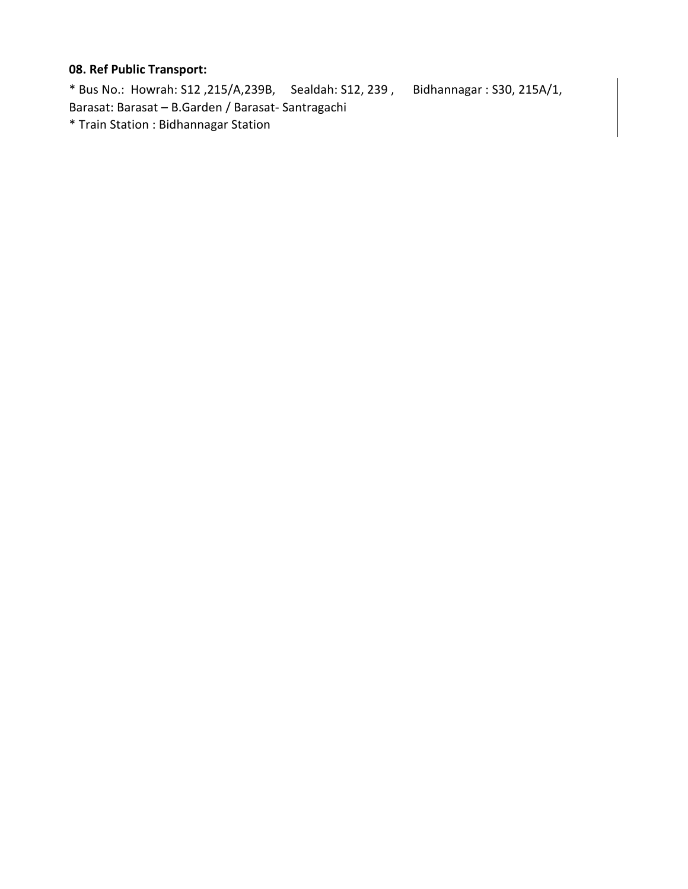**08. Ref Public Transport:**

* Bus No.: Howrah: S12 ,215/A,239B, Sealdah: S12, 239 , Bidhannagar : S30, 215A/1, Barasat: Barasat – B.Garden / Barasat- Santragachi

* Train Station : Bidhannagar Station